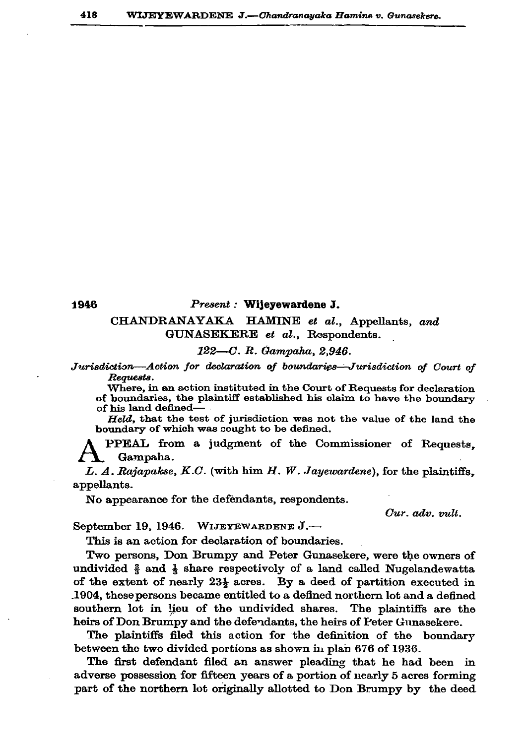1946 *Present :* **Wijeyewardene J.**

CHANDRANAYAKA HAMINE *et al.*, Appellants, *and* GUNASEKERE *et al.*, Respondents.

*122—C. R. Gampaha, 2,946.*

*Jurisdiction—Action for declaration of boundaries—Jurisdiction of Court of Requests.*

Where, in an action instituted in the Court of Requests for declaration of boundaries, the plaintiff established his claim to have the boundary of his land defined—

*Held*, that the test of jurisdiction was not the value of the land the boundary of which was sought to be defined.

APPEAL from a judgment of the Commissioner of Requests, Gampaha.

*L. A. Rajapakse, K.C.* (with him *H. W. Jayewardene*), for the plaintiffs, appellants.

No appearance for the defendants, respondents.

*Cur. adv. vult.*

September 19, 1946. WIJEYEWARDENE J.—

This is an action for declaration of boundaries.

Two persons, Don Brumpy and Peter Gunasekere, were the owners of undivided $\frac{2}{3}$ and $\frac{1}{3}$ share respectively of a land called Nugelandewatta of the extent of nearly $23\frac{1}{2}$ acres. By a deed of partition executed in 1904, these persons became entitled to a defined northern lot and a defined southern lot in lieu of the undivided shares. The plaintiffs are the heirs of Don Brumpy and the defendants, the heirs of Peter Gunasekere.

The plaintiffs filed this action for the definition of the boundary between the two divided portions as shown in plan 676 of 1936.

The first defendant filed an answer pleading that he had been in adverse possession for fifteen years of a portion of nearly 5 acres forming part of the northern lot originally allotted to Don Brumpy by the deed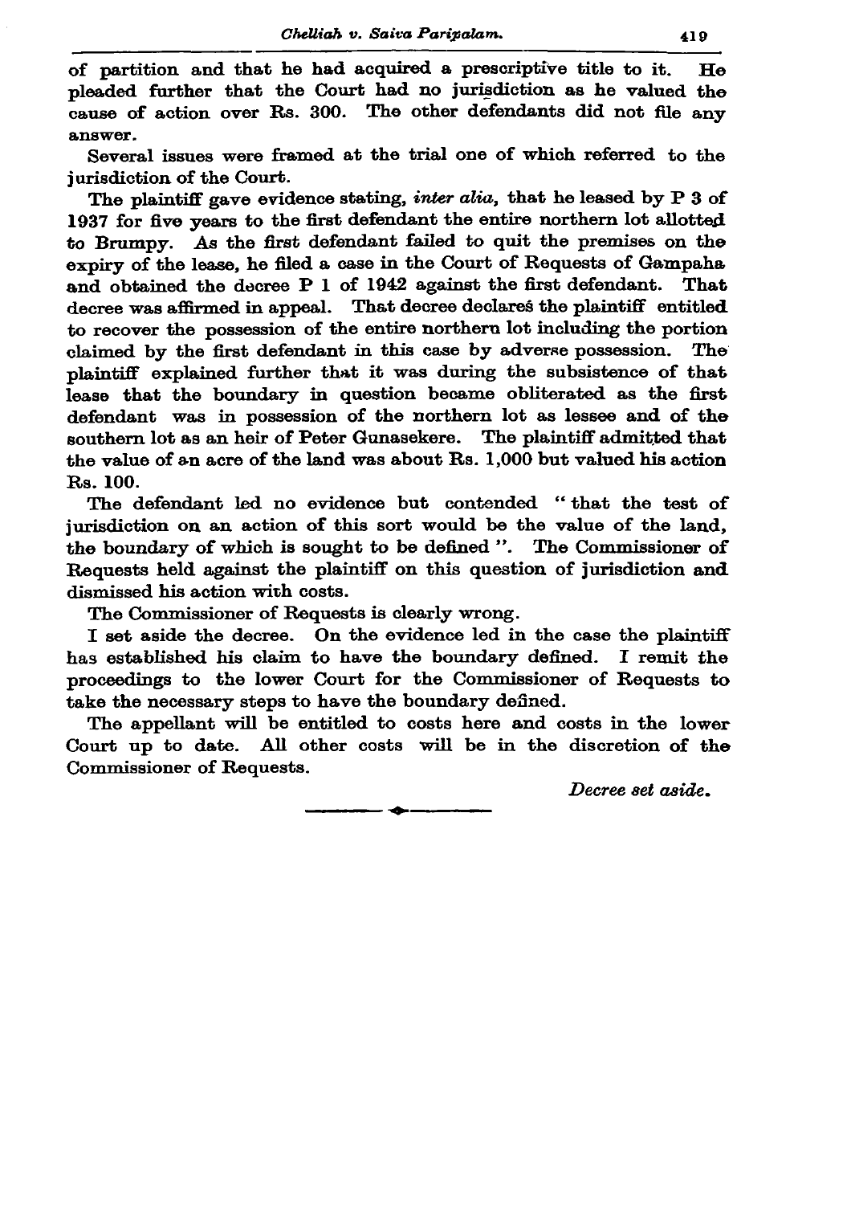of partition and that he had acquired a prescriptive title to it. He pleaded further that the Court had no jurisdiction as he valued the cause of action over Rs. 300. The other defendants did not file any answer.

Several issues were framed at the trial one of which referred to the jurisdiction of the Court.

The plaintiff gave evidence stating, *inter alia*, that he leased by P 3 of 1937 for five years to the first defendant the entire northern lot allotted to Brumpy. As the first defendant failed to quit the premises on the expiry of the lease, he filed a case in the Court of Requests of Gampaha and obtained the decree P 1 of 1942 against the first defendant. That decree was affirmed in appeal. That decree declares the plaintiff entitled to recover the possession of the entire northern lot including the portion claimed by the first defendant in this case by adverse possession. The plaintiff explained further that it was during the subsistence of that lease that the boundary in question became obliterated as the first defendant was in possession of the northern lot as lessee and of the southern lot as an heir of Peter Gunasekere. The plaintiff admitted that the value of an acre of the land was about Rs. 1,000 but valued his action Rs. 100.

The defendant led no evidence but contended "that the test of jurisdiction on an action of this sort would be the value of the land, the boundary of which is sought to be defined". The Commissioner of Requests held against the plaintiff on this question of jurisdiction and dismissed his action with costs.

The Commissioner of Requests is clearly wrong.

I set aside the decree. On the evidence led in the case the plaintiff has established his claim to have the boundary defined. I remit the proceedings to the lower Court for the Commissioner of Requests to take the necessary steps to have the boundary defined.

The appellant will be entitled to costs here and costs in the lower Court up to date. All other costs will be in the discretion of the Commissioner of Requests.

*Decree set aside.*